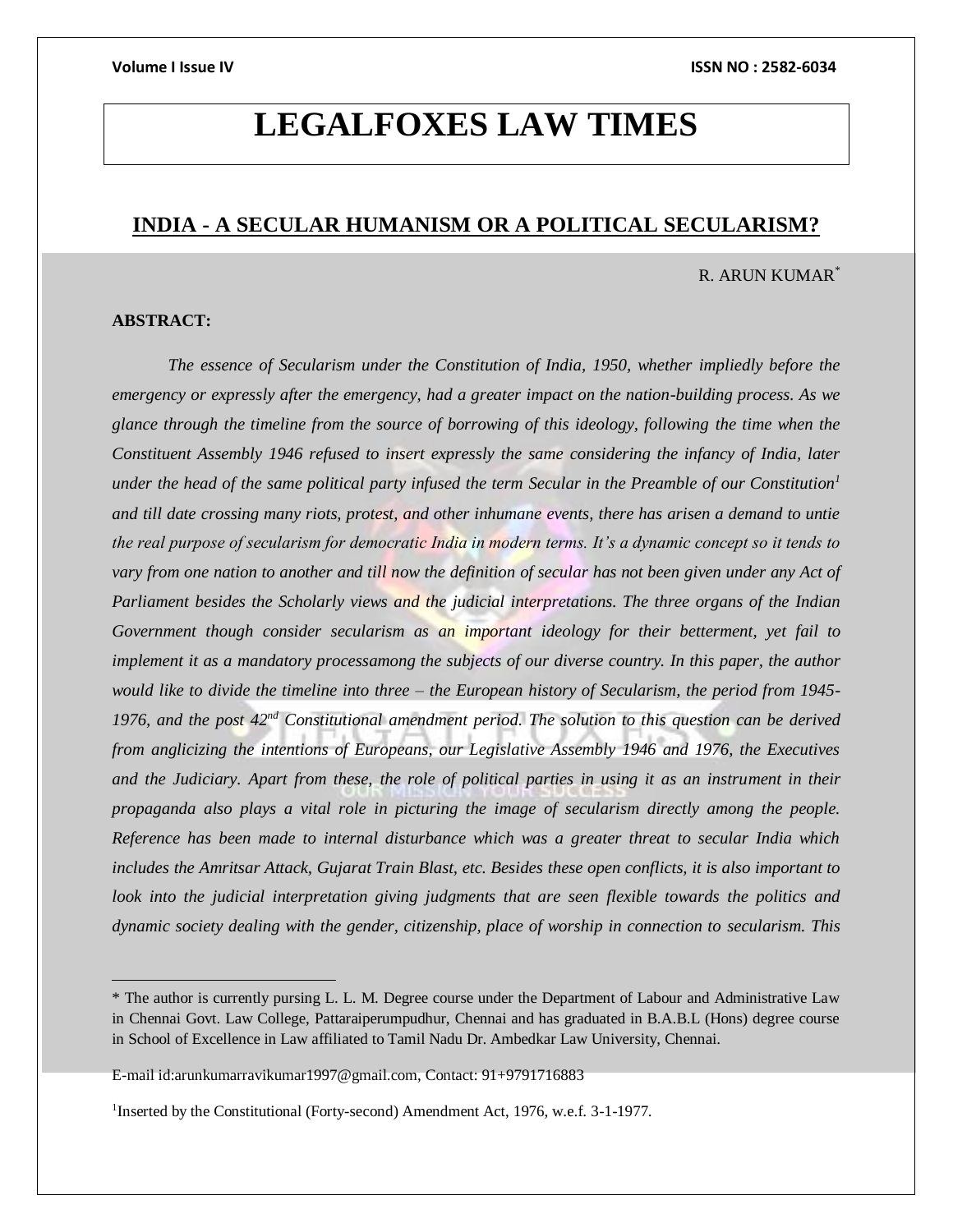# LEGALFOXES LAW TIMES

## INDIA - A SECULAR HUMANISM OR A POLITICAL SECULARISM?

R. ARUN KUMAR*

**ABSTRACT:**

*The essence of Secularism under the Constitution of India, 1950, whether impliedly before the emergency or expressly after the emergency, had a greater impact on the nation-building process. As we glance through the timeline from the source of borrowing of this ideology, following the time when the Constituent Assembly 1946 refused to insert expressly the same considering the infancy of India, later under the head of the same political party infused the term Secular in the Preamble of our Constitution[1] and till date crossing many riots, protest, and other inhumane events, there has arisen a demand to untie the real purpose of secularism for democratic India in modern terms. It's a dynamic concept so it tends to vary from one nation to another and till now the definition of secular has not been given under any Act of Parliament besides the Scholarly views and the judicial interpretations. The three organs of the Indian Government though consider secularism as an important ideology for their betterment, yet fail to implement it as a mandatory processamong the subjects of our diverse country. In this paper, the author would like to divide the timeline into three – the European history of Secularism, the period from 1945-1976, and the post 42nd Constitutional amendment period. The solution to this question can be derived from anglicizing the intentions of Europeans, our Legislative Assembly 1946 and 1976, the Executives and the Judiciary. Apart from these, the role of political parties in using it as an instrument in their propaganda also plays a vital role in picturing the image of secularism directly among the people. Reference has been made to internal disturbance which was a greater threat to secular India which includes the Amritsar Attack, Gujarat Train Blast, etc. Besides these open conflicts, it is also important to look into the judicial interpretation giving judgments that are seen flexible towards the politics and dynamic society dealing with the gender, citizenship, place of worship in connection to secularism. This*

---

\* The author is currently pursing L. L. M. Degree course under the Department of Labour and Administrative Law in Chennai Govt. Law College, Pattaraiperumpudhur, Chennai and has graduated in B.A.B.L (Hons) degree course in School of Excellence in Law affiliated to Tamil Nadu Dr. Ambedkar Law University, Chennai.

E-mail id:arunkumarravikumar1997@gmail.com, Contact: 91+9791716883

[1] Inserted by the Constitutional (Forty-second) Amendment Act, 1976, w.e.f. 3-1-1977.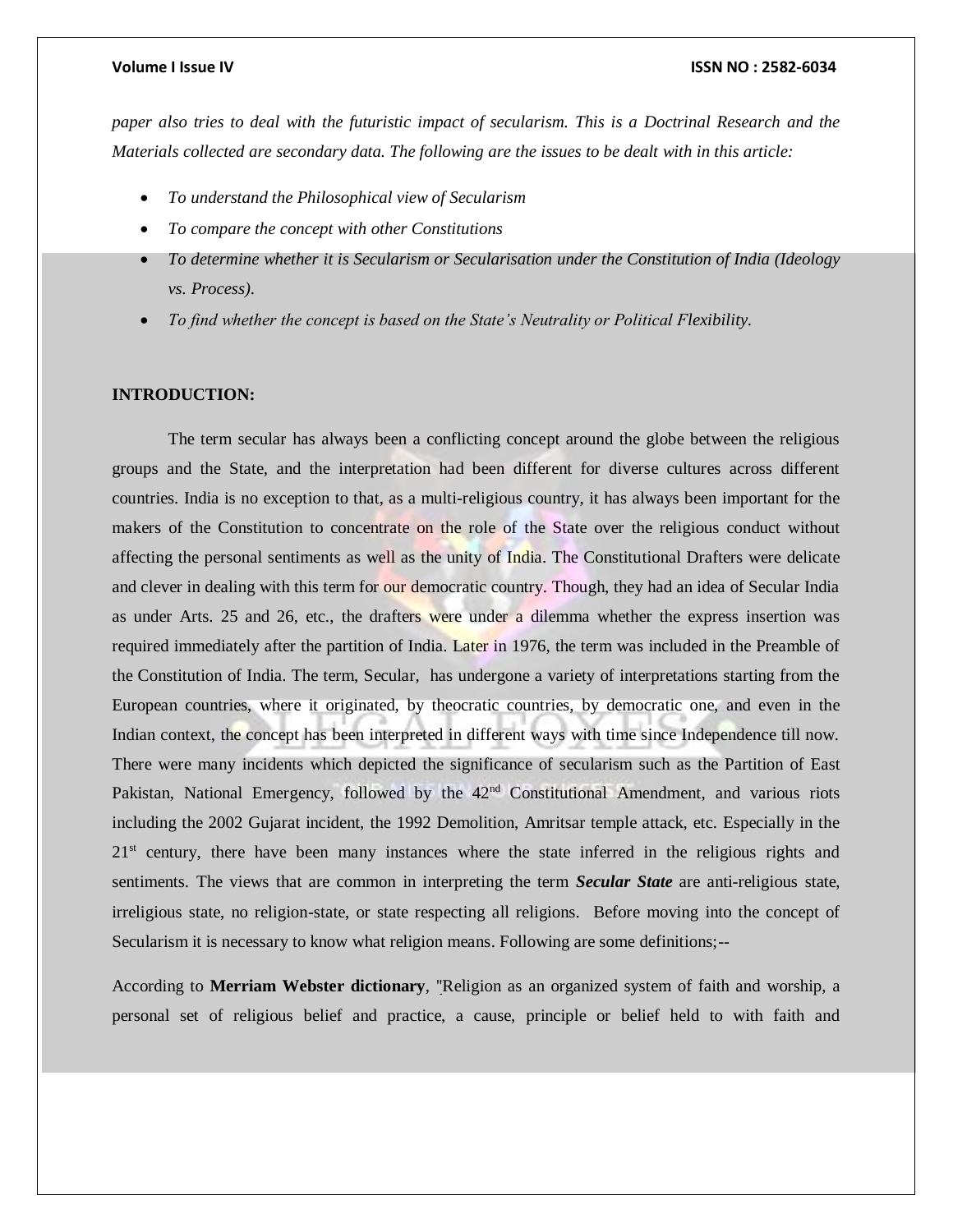*paper also tries to deal with the futuristic impact of secularism. This is a Doctrinal Research and the Materials collected are secondary data. The following are the issues to be dealt with in this article:*

- *To understand the Philosophical view of Secularism*
- *To compare the concept with other Constitutions*
- *To determine whether it is Secularism or Secularisation under the Constitution of India (Ideology vs. Process).*
- *To find whether the concept is based on the State's Neutrality or Political Flexibility.*

**INTRODUCTION:**

The term secular has always been a conflicting concept around the globe between the religious groups and the State, and the interpretation had been different for diverse cultures across different countries. India is no exception to that, as a multi-religious country, it has always been important for the makers of the Constitution to concentrate on the role of the State over the religious conduct without affecting the personal sentiments as well as the unity of India. The Constitutional Drafters were delicate and clever in dealing with this term for our democratic country. Though, they had an idea of Secular India as under Arts. 25 and 26, etc., the drafters were under a dilemma whether the express insertion was required immediately after the partition of India. Later in 1976, the term was included in the Preamble of the Constitution of India. The term, Secular, has undergone a variety of interpretations starting from the European countries, where it originated, by theocratic countries, by democratic one, and even in the Indian context, the concept has been interpreted in different ways with time since Independence till now. There were many incidents which depicted the significance of secularism such as the Partition of East Pakistan, National Emergency, followed by the 42nd Constitutional Amendment, and various riots including the 2002 Gujarat incident, the 1992 Demolition, Amritsar temple attack, etc. Especially in the 21st century, there have been many instances where the state inferred in the religious rights and sentiments. The views that are common in interpreting the term ***Secular State*** are anti-religious state, irreligious state, no religion-state, or state respecting all religions. Before moving into the concept of Secularism it is necessary to know what religion means. Following are some definitions;--

According to **Merriam Webster dictionary**, "Religion as an organized system of faith and worship, a personal set of religious belief and practice, a cause, principle or belief held to with faith and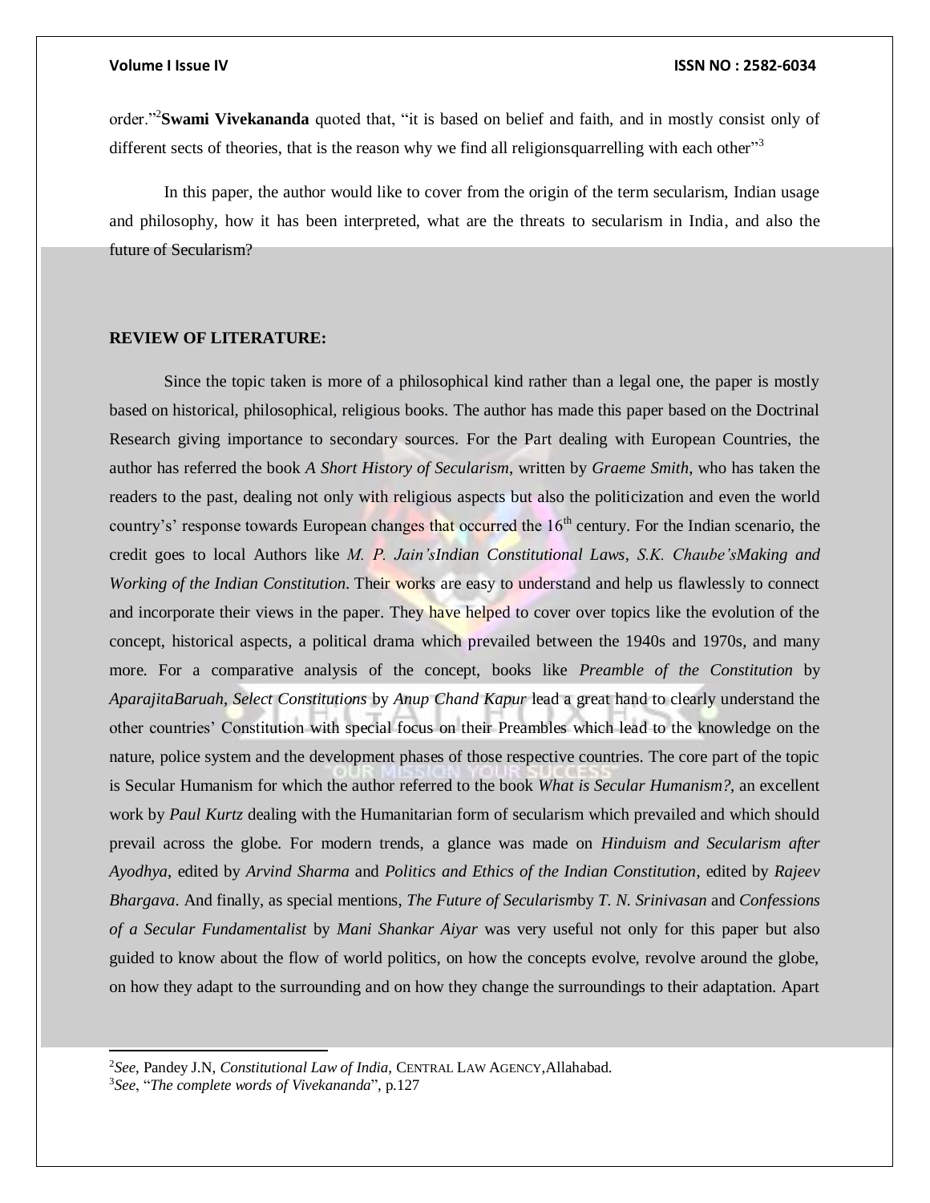order."[2] **Swami Vivekananda** quoted that, "it is based on belief and faith, and in mostly consist only of different sects of theories, that is the reason why we find all religionsquarrelling with each other"[3]

In this paper, the author would like to cover from the origin of the term secularism, Indian usage and philosophy, how it has been interpreted, what are the threats to secularism in India, and also the future of Secularism?

**REVIEW OF LITERATURE:**

Since the topic taken is more of a philosophical kind rather than a legal one, the paper is mostly based on historical, philosophical, religious books. The author has made this paper based on the Doctrinal Research giving importance to secondary sources. For the Part dealing with European Countries, the author has referred the book *A Short History of Secularism*, written by *Graeme Smith*, who has taken the readers to the past, dealing not only with religious aspects but also the politicization and even the world country's' response towards European changes that occurred the 16th century. For the Indian scenario, the credit goes to local Authors like *M. P. Jain'sIndian Constitutional Laws*, *S.K. Chaube'sMaking and Working of the Indian Constitution*. Their works are easy to understand and help us flawlessly to connect and incorporate their views in the paper. They have helped to cover over topics like the evolution of the concept, historical aspects, a political drama which prevailed between the 1940s and 1970s, and many more. For a comparative analysis of the concept, books like *Preamble of the Constitution* by *AparajitaBaruah*, *Select Constitutions* by *Anup Chand Kapur* lead a great hand to clearly understand the other countries' Constitution with special focus on their Preambles which lead to the knowledge on the nature, police system and the development phases of those respective countries. The core part of the topic is Secular Humanism for which the author referred to the book *What is Secular Humanism?*, an excellent work by *Paul Kurtz* dealing with the Humanitarian form of secularism which prevailed and which should prevail across the globe. For modern trends, a glance was made on *Hinduism and Secularism after Ayodhya*, edited by *Arvind Sharma* and *Politics and Ethics of the Indian Constitution*, edited by *Rajeev Bhargava*. And finally, as special mentions, *The Future of Secularism*by *T. N. Srinivasan* and *Confessions of a Secular Fundamentalist* by *Mani Shankar Aiyar* was very useful not only for this paper but also guided to know about the flow of world politics, on how the concepts evolve, revolve around the globe, on how they adapt to the surrounding and on how they change the surroundings to their adaptation. Apart

---

[2] *See*, Pandey J.N, *Constitutional Law of India*, CENTRAL LAW AGENCY, Allahabad.

[3] *See*, "*The complete words of Vivekananda*", p.127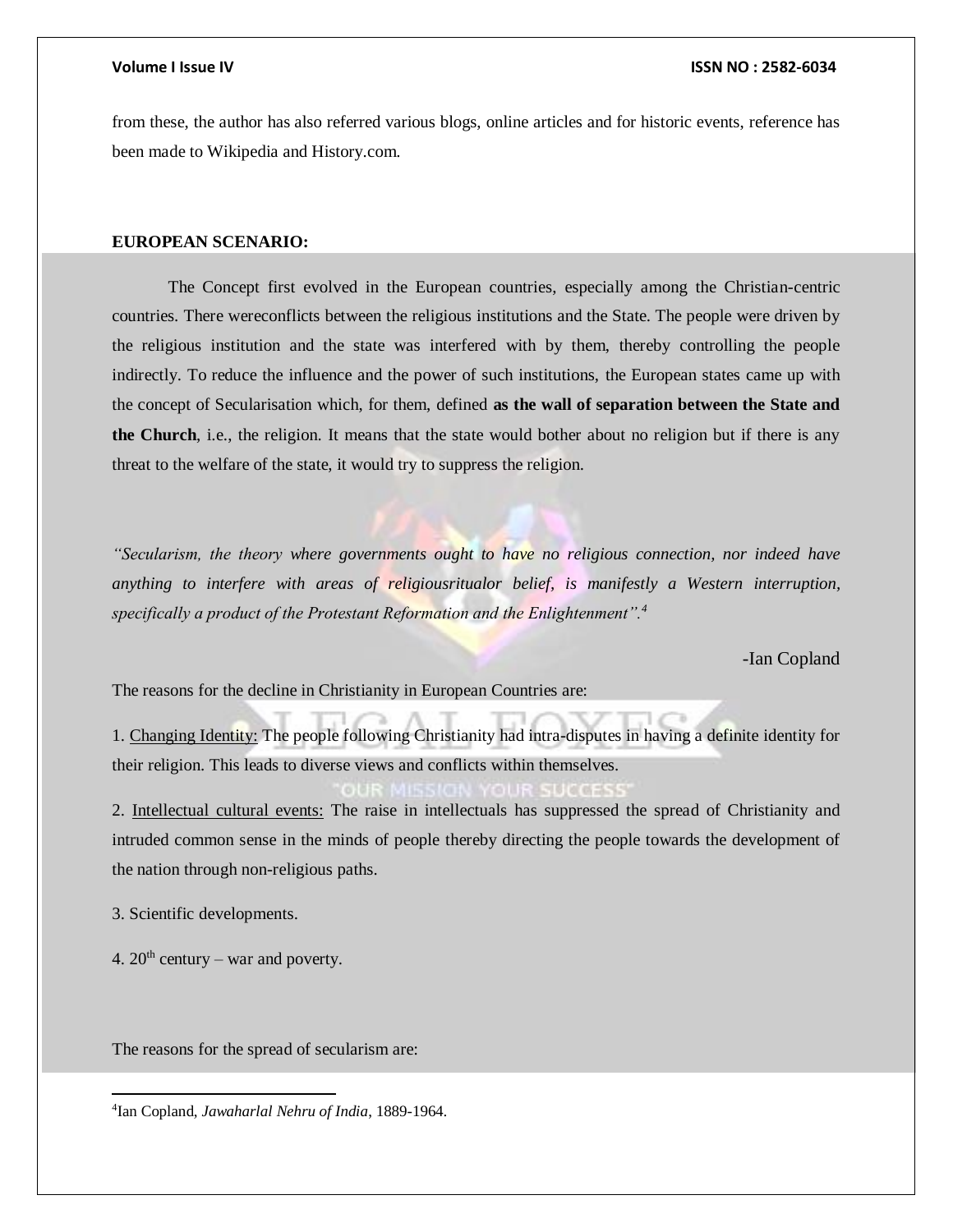from these, the author has also referred various blogs, online articles and for historic events, reference has been made to Wikipedia and History.com.

**EUROPEAN SCENARIO:**

The Concept first evolved in the European countries, especially among the Christian-centric countries. There wereconflicts between the religious institutions and the State. The people were driven by the religious institution and the state was interfered with by them, thereby controlling the people indirectly. To reduce the influence and the power of such institutions, the European states came up with the concept of Secularisation which, for them, defined **as the wall of separation between the State and the Church**, i.e., the religion. It means that the state would bother about no religion but if there is any threat to the welfare of the state, it would try to suppress the religion.

*"Secularism, the theory where governments ought to have no religious connection, nor indeed have anything to interfere with areas of religiousritualor belief, is manifestly a Western interruption, specifically a product of the Protestant Reformation and the Enlightenment".*[4]

-Ian Copland

The reasons for the decline in Christianity in European Countries are:

1. Changing Identity: The people following Christianity had intra-disputes in having a definite identity for their religion. This leads to diverse views and conflicts within themselves.

2. Intellectual cultural events: The raise in intellectuals has suppressed the spread of Christianity and intruded common sense in the minds of people thereby directing the people towards the development of the nation through non-religious paths.

3. Scientific developments.

4. 20th century – war and poverty.

The reasons for the spread of secularism are:

---

[4] Ian Copland, *Jawaharlal Nehru of India*, 1889-1964.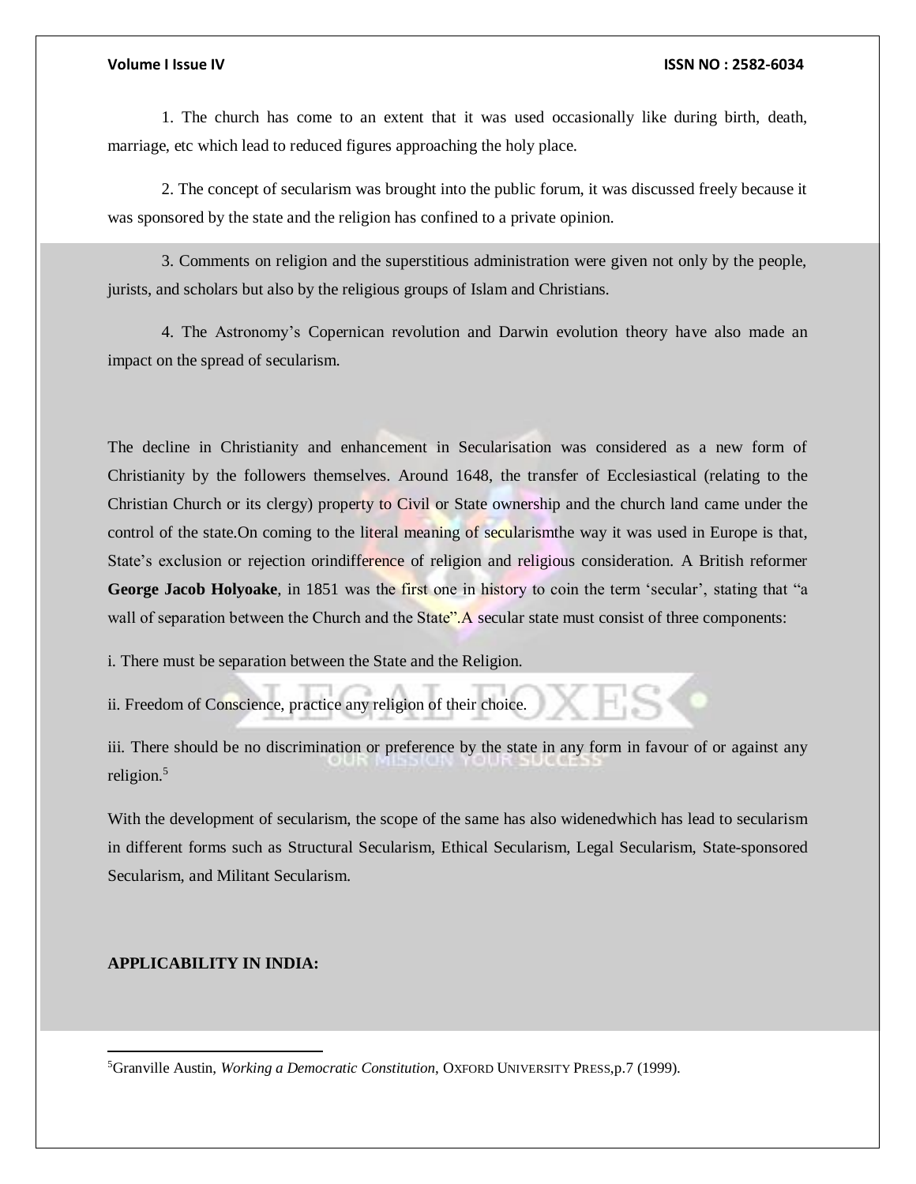1. The church has come to an extent that it was used occasionally like during birth, death, marriage, etc which lead to reduced figures approaching the holy place.

2. The concept of secularism was brought into the public forum, it was discussed freely because it was sponsored by the state and the religion has confined to a private opinion.

3. Comments on religion and the superstitious administration were given not only by the people, jurists, and scholars but also by the religious groups of Islam and Christians.

4. The Astronomy's Copernican revolution and Darwin evolution theory have also made an impact on the spread of secularism.

The decline in Christianity and enhancement in Secularisation was considered as a new form of Christianity by the followers themselves. Around 1648, the transfer of Ecclesiastical (relating to the Christian Church or its clergy) property to Civil or State ownership and the church land came under the control of the state.On coming to the literal meaning of secularismthe way it was used in Europe is that, State's exclusion or rejection orindifference of religion and religious consideration. A British reformer **George Jacob Holyoake**, in 1851 was the first one in history to coin the term 'secular', stating that "a wall of separation between the Church and the State".A secular state must consist of three components:

i. There must be separation between the State and the Religion.

ii. Freedom of Conscience, practice any religion of their choice.

iii. There should be no discrimination or preference by the state in any form in favour of or against any religion.[5]

With the development of secularism, the scope of the same has also widenedwhich has lead to secularism in different forms such as Structural Secularism, Ethical Secularism, Legal Secularism, State-sponsored Secularism, and Militant Secularism.

**APPLICABILITY IN INDIA:**

---

[5]Granville Austin, *Working a Democratic Constitution*, OXFORD UNIVERSITY PRESS,p.7 (1999).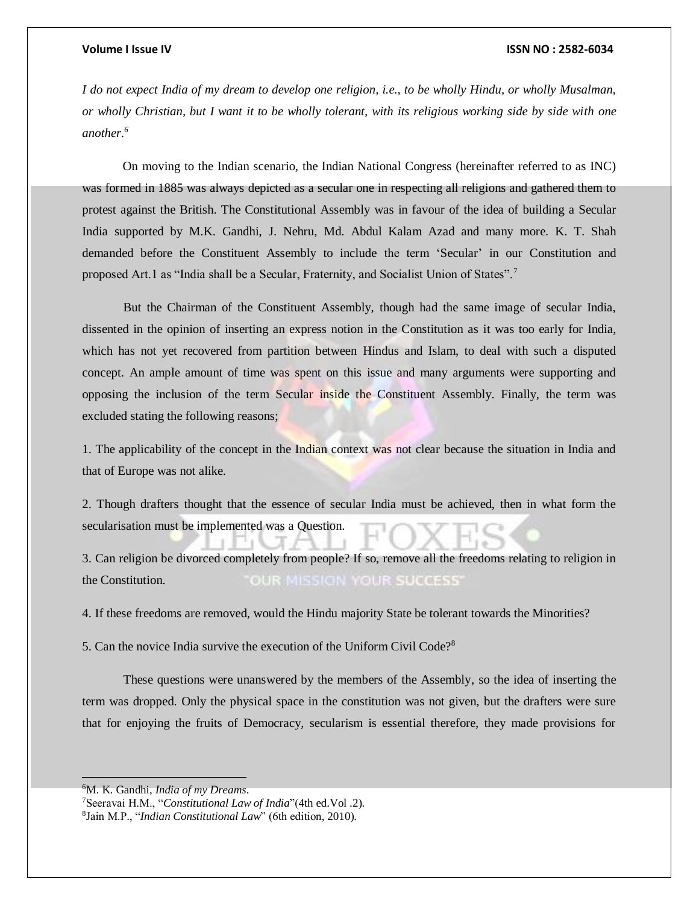*I do not expect India of my dream to develop one religion, i.e., to be wholly Hindu, or wholly Musalman, or wholly Christian, but I want it to be wholly tolerant, with its religious working side by side with one another.*[6]

On moving to the Indian scenario, the Indian National Congress (hereinafter referred to as INC) was formed in 1885 was always depicted as a secular one in respecting all religions and gathered them to protest against the British. The Constitutional Assembly was in favour of the idea of building a Secular India supported by M.K. Gandhi, J. Nehru, Md. Abdul Kalam Azad and many more. K. T. Shah demanded before the Constituent Assembly to include the term 'Secular' in our Constitution and proposed Art.1 as "India shall be a Secular, Fraternity, and Socialist Union of States".[7]

But the Chairman of the Constituent Assembly, though had the same image of secular India, dissented in the opinion of inserting an express notion in the Constitution as it was too early for India, which has not yet recovered from partition between Hindus and Islam, to deal with such a disputed concept. An ample amount of time was spent on this issue and many arguments were supporting and opposing the inclusion of the term Secular inside the Constituent Assembly. Finally, the term was excluded stating the following reasons;

1. The applicability of the concept in the Indian context was not clear because the situation in India and that of Europe was not alike.

2. Though drafters thought that the essence of secular India must be achieved, then in what form the secularisation must be implemented was a Question.

3. Can religion be divorced completely from people? If so, remove all the freedoms relating to religion in the Constitution.

4. If these freedoms are removed, would the Hindu majority State be tolerant towards the Minorities?

5. Can the novice India survive the execution of the Uniform Civil Code?[8]

These questions were unanswered by the members of the Assembly, so the idea of inserting the term was dropped. Only the physical space in the constitution was not given, but the drafters were sure that for enjoying the fruits of Democracy, secularism is essential therefore, they made provisions for

---

[6] M. K. Gandhi, *India of my Dreams*.

[7] Seeravai H.M., "*Constitutional Law of India*"(4th ed.Vol .2).

[8] Jain M.P., "*Indian Constitutional Law*" (6th edition, 2010).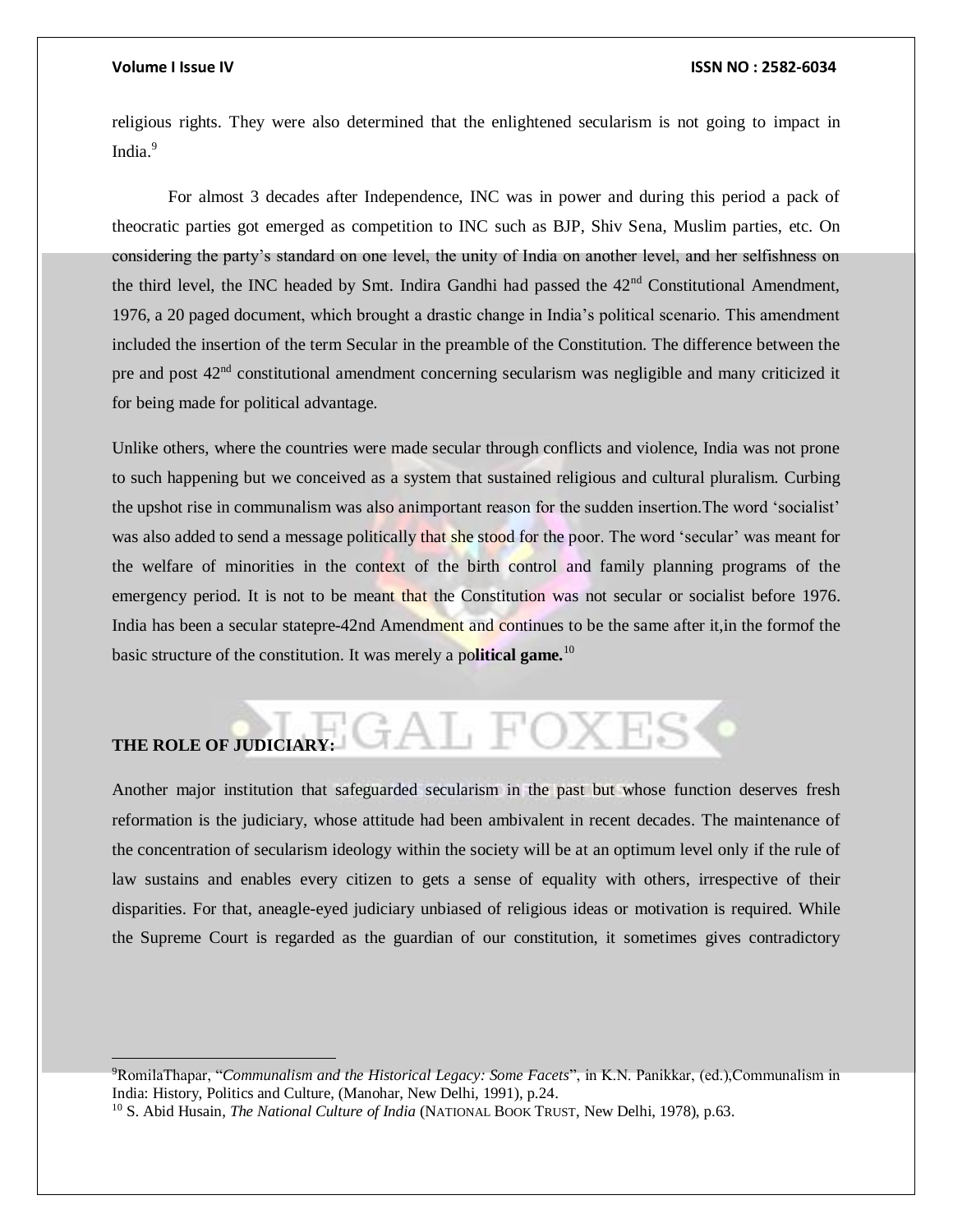religious rights. They were also determined that the enlightened secularism is not going to impact in India.[9]

For almost 3 decades after Independence, INC was in power and during this period a pack of theocratic parties got emerged as competition to INC such as BJP, Shiv Sena, Muslim parties, etc. On considering the party's standard on one level, the unity of India on another level, and her selfishness on the third level, the INC headed by Smt. Indira Gandhi had passed the 42nd Constitutional Amendment, 1976, a 20 paged document, which brought a drastic change in India's political scenario. This amendment included the insertion of the term Secular in the preamble of the Constitution. The difference between the pre and post 42nd constitutional amendment concerning secularism was negligible and many criticized it for being made for political advantage.

Unlike others, where the countries were made secular through conflicts and violence, India was not prone to such happening but we conceived as a system that sustained religious and cultural pluralism. Curbing the upshot rise in communalism was also animportant reason for the sudden insertion.The word 'socialist' was also added to send a message politically that she stood for the poor. The word 'secular' was meant for the welfare of minorities in the context of the birth control and family planning programs of the emergency period. It is not to be meant that the Constitution was not secular or socialist before 1976. India has been a secular statepre-42nd Amendment and continues to be the same after it,in the formof the basic structure of the constitution. It was merely a po**litical game.**[10]

**THE ROLE OF JUDICIARY:**

Another major institution that safeguarded secularism in the past but whose function deserves fresh reformation is the judiciary, whose attitude had been ambivalent in recent decades. The maintenance of the concentration of secularism ideology within the society will be at an optimum level only if the rule of law sustains and enables every citizen to gets a sense of equality with others, irrespective of their disparities. For that, aneagle-eyed judiciary unbiased of religious ideas or motivation is required. While the Supreme Court is regarded as the guardian of our constitution, it sometimes gives contradictory

---

[9] RomilaThapar, "*Communalism and the Historical Legacy: Some Facets*", in K.N. Panikkar, (ed.),Communalism in India: History, Politics and Culture, (Manohar, New Delhi, 1991), p.24.

[10] S. Abid Husain, *The National Culture of India* (National Book Trust, New Delhi, 1978), p.63.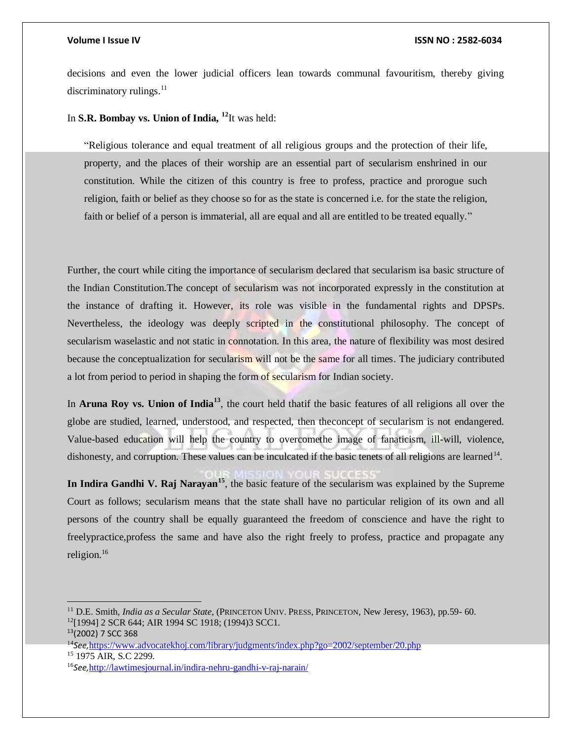decisions and even the lower judicial officers lean towards communal favouritism, thereby giving discriminatory rulings.[11]

In **S.R. Bombay vs. Union of India,** [12]It was held:

> "Religious tolerance and equal treatment of all religious groups and the protection of their life, property, and the places of their worship are an essential part of secularism enshrined in our constitution. While the citizen of this country is free to profess, practice and prorogue such religion, faith or belief as they choose so for as the state is concerned i.e. for the state the religion, faith or belief of a person is immaterial, all are equal and all are entitled to be treated equally."

Further, the court while citing the importance of secularism declared that secularism isa basic structure of the Indian Constitution.The concept of secularism was not incorporated expressly in the constitution at the instance of drafting it. However, its role was visible in the fundamental rights and DPSPs. Nevertheless, the ideology was deeply scripted in the constitutional philosophy. The concept of secularism waselastic and not static in connotation. In this area, the nature of flexibility was most desired because the conceptualization for secularism will not be the same for all times. The judiciary contributed a lot from period to period in shaping the form of secularism for Indian society.

In **Aruna Roy vs. Union of India**[13], the court held thatif the basic features of all religions all over the globe are studied, learned, understood, and respected, then theconcept of secularism is not endangered. Value-based education will help the country to overcomethe image of fanaticism, ill-will, violence, dishonesty, and corruption. These values can be inculcated if the basic tenets of all religions are learned[14].

**In Indira Gandhi V. Raj Narayan**[15], the basic feature of the secularism was explained by the Supreme Court as follows; secularism means that the state shall have no particular religion of its own and all persons of the country shall be equally guaranteed the freedom of conscience and have the right to freelypractice,profess the same and have also the right freely to profess, practice and propagate any religion.[16]

---

[11] D.E. Smith, *India as a Secular State*, (PRINCETON UNIV. PRESS, PRINCETON, New Jeresy, 1963), pp.59- 60.

[12][1994] 2 SCR 644; AIR 1994 SC 1918; (1994)3 SCC1.

[13](2002) 7 SCC 368

[14]*See,*https://www.advocatekhoj.com/library/judgments/index.php?go=2002/september/20.php

[15] 1975 AIR, S.C 2299.

[16]*See,*http://lawtimesjournal.in/indira-nehru-gandhi-v-raj-narain/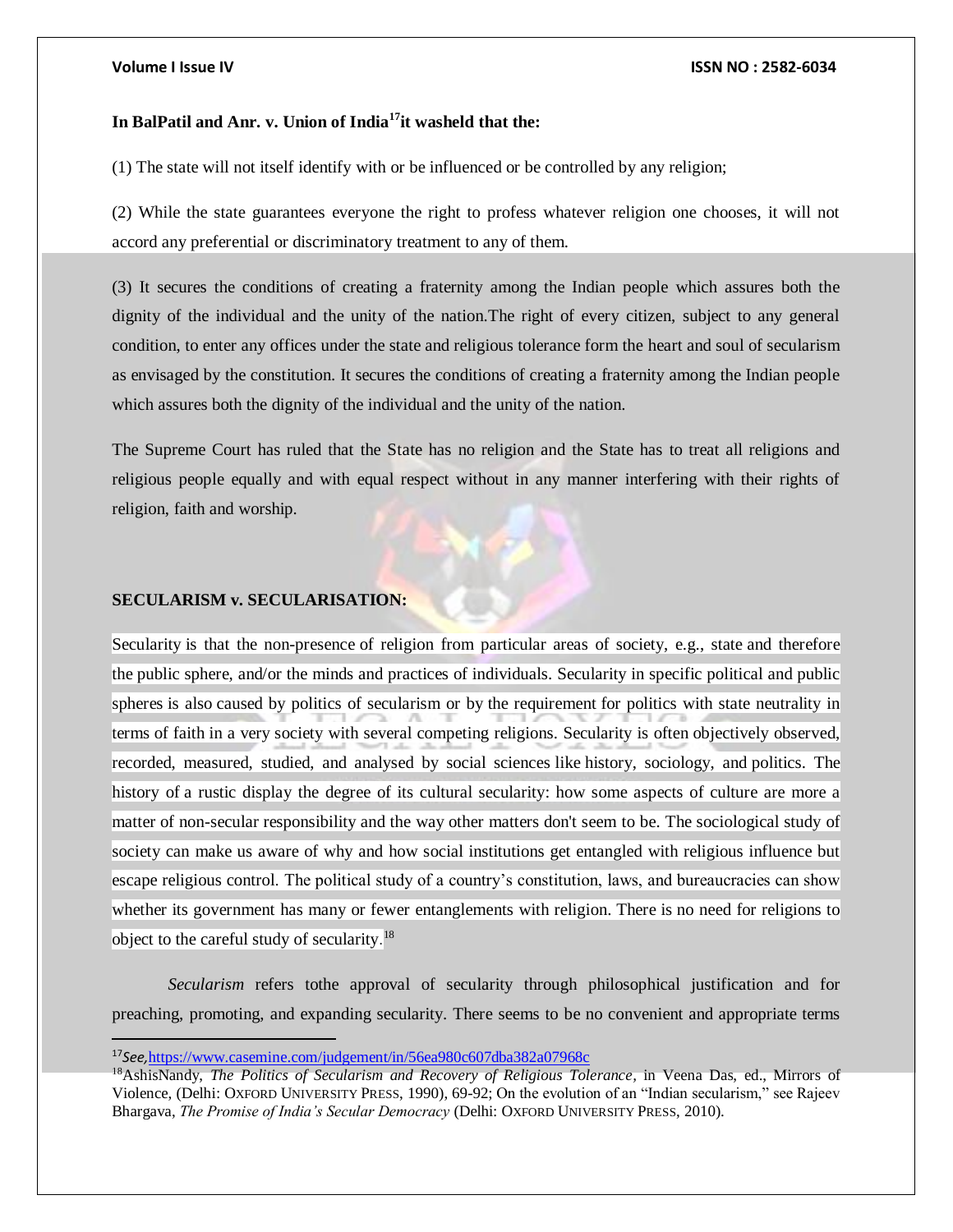**In BalPatil and Anr. v. Union of India[17] it washeld that the:**

(1) The state will not itself identify with or be influenced or be controlled by any religion;

(2) While the state guarantees everyone the right to profess whatever religion one chooses, it will not accord any preferential or discriminatory treatment to any of them.

(3) It secures the conditions of creating a fraternity among the Indian people which assures both the dignity of the individual and the unity of the nation.The right of every citizen, subject to any general condition, to enter any offices under the state and religious tolerance form the heart and soul of secularism as envisaged by the constitution. It secures the conditions of creating a fraternity among the Indian people which assures both the dignity of the individual and the unity of the nation.

The Supreme Court has ruled that the State has no religion and the State has to treat all religions and religious people equally and with equal respect without in any manner interfering with their rights of religion, faith and worship.

**SECULARISM v. SECULARISATION:**

Secularity is that the non-presence of religion from particular areas of society, e.g., state and therefore the public sphere, and/or the minds and practices of individuals. Secularity in specific political and public spheres is also caused by politics of secularism or by the requirement for politics with state neutrality in terms of faith in a very society with several competing religions. Secularity is often objectively observed, recorded, measured, studied, and analysed by social sciences like history, sociology, and politics. The history of a rustic display the degree of its cultural secularity: how some aspects of culture are more a matter of non-secular responsibility and the way other matters don't seem to be. The sociological study of society can make us aware of why and how social institutions get entangled with religious influence but escape religious control. The political study of a country's constitution, laws, and bureaucracies can show whether its government has many or fewer entanglements with religion. There is no need for religions to object to the careful study of secularity.[18]

*Secularism* refers tothe approval of secularity through philosophical justification and for preaching, promoting, and expanding secularity. There seems to be no convenient and appropriate terms

---

[17] *See*, https://www.casemine.com/judgement/in/56ea980c607dba382a07968c

[18] AshisNandy, *The Politics of Secularism and Recovery of Religious Tolerance*, in Veena Das, ed., Mirrors of Violence, (Delhi: OXFORD UNIVERSITY PRESS, 1990), 69-92; On the evolution of an "Indian secularism," see Rajeev Bhargava, *The Promise of India's Secular Democracy* (Delhi: OXFORD UNIVERSITY PRESS, 2010).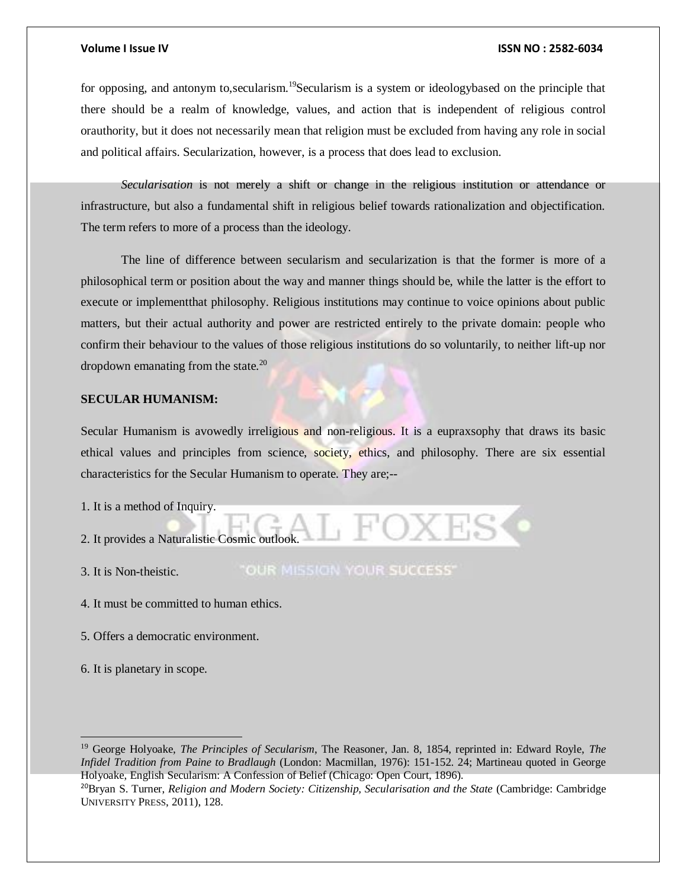for opposing, and antonym to,secularism.[19]Secularism is a system or ideologybased on the principle that there should be a realm of knowledge, values, and action that is independent of religious control orauthority, but it does not necessarily mean that religion must be excluded from having any role in social and political affairs. Secularization, however, is a process that does lead to exclusion.

*Secularisation* is not merely a shift or change in the religious institution or attendance or infrastructure, but also a fundamental shift in religious belief towards rationalization and objectification. The term refers to more of a process than the ideology.

The line of difference between secularism and secularization is that the former is more of a philosophical term or position about the way and manner things should be, while the latter is the effort to execute or implementthat philosophy. Religious institutions may continue to voice opinions about public matters, but their actual authority and power are restricted entirely to the private domain: people who confirm their behaviour to the values of those religious institutions do so voluntarily, to neither lift-up nor dropdown emanating from the state.[20]

**SECULAR HUMANISM:**

Secular Humanism is avowedly irreligious and non-religious. It is a eupraxsophy that draws its basic ethical values and principles from science, society, ethics, and philosophy. There are six essential characteristics for the Secular Humanism to operate. They are;--

1. It is a method of Inquiry.
2. It provides a Naturalistic Cosmic outlook.
3. It is Non-theistic.
4. It must be committed to human ethics.
5. Offers a democratic environment.
6. It is planetary in scope.

---

[19] George Holyoake, *The Principles of Secularism*, The Reasoner, Jan. 8, 1854, reprinted in: Edward Royle, *The Infidel Tradition from Paine to Bradlaugh* (London: Macmillan, 1976): 151-152. 24; Martineau quoted in George Holyoake, English Secularism: A Confession of Belief (Chicago: Open Court, 1896).

[20]Bryan S. Turner, *Religion and Modern Society: Citizenship, Secularisation and the State* (Cambridge: Cambridge UNIVERSITY PRESS, 2011), 128.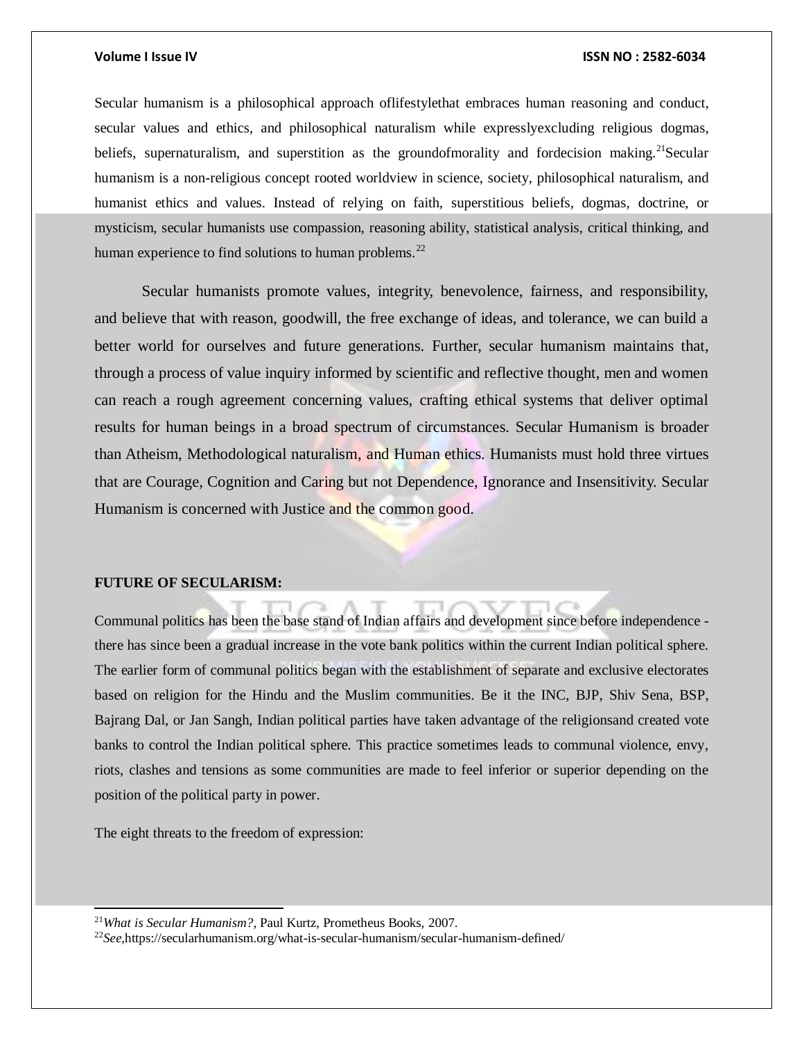Secular humanism is a philosophical approach oflifestylethat embraces human reasoning and conduct, secular values and ethics, and philosophical naturalism while expresslyexcluding religious dogmas, beliefs, supernaturalism, and superstition as the groundofmorality and fordecision making.[21]Secular humanism is a non-religious concept rooted worldview in science, society, philosophical naturalism, and humanist ethics and values. Instead of relying on faith, superstitious beliefs, dogmas, doctrine, or mysticism, secular humanists use compassion, reasoning ability, statistical analysis, critical thinking, and human experience to find solutions to human problems.[22]

Secular humanists promote values, integrity, benevolence, fairness, and responsibility, and believe that with reason, goodwill, the free exchange of ideas, and tolerance, we can build a better world for ourselves and future generations. Further, secular humanism maintains that, through a process of value inquiry informed by scientific and reflective thought, men and women can reach a rough agreement concerning values, crafting ethical systems that deliver optimal results for human beings in a broad spectrum of circumstances. Secular Humanism is broader than Atheism, Methodological naturalism, and Human ethics. Humanists must hold three virtues that are Courage, Cognition and Caring but not Dependence, Ignorance and Insensitivity. Secular Humanism is concerned with Justice and the common good.

**FUTURE OF SECULARISM:**

Communal politics has been the base stand of Indian affairs and development since before independence - there has since been a gradual increase in the vote bank politics within the current Indian political sphere. The earlier form of communal politics began with the establishment of separate and exclusive electorates based on religion for the Hindu and the Muslim communities. Be it the INC, BJP, Shiv Sena, BSP, Bajrang Dal, or Jan Sangh, Indian political parties have taken advantage of the religionsand created vote banks to control the Indian political sphere. This practice sometimes leads to communal violence, envy, riots, clashes and tensions as some communities are made to feel inferior or superior depending on the position of the political party in power.

The eight threats to the freedom of expression:

---

[21]*What is Secular Humanism?*, Paul Kurtz, Prometheus Books, 2007.

[22]*See*,https://secularhumanism.org/what-is-secular-humanism/secular-humanism-defined/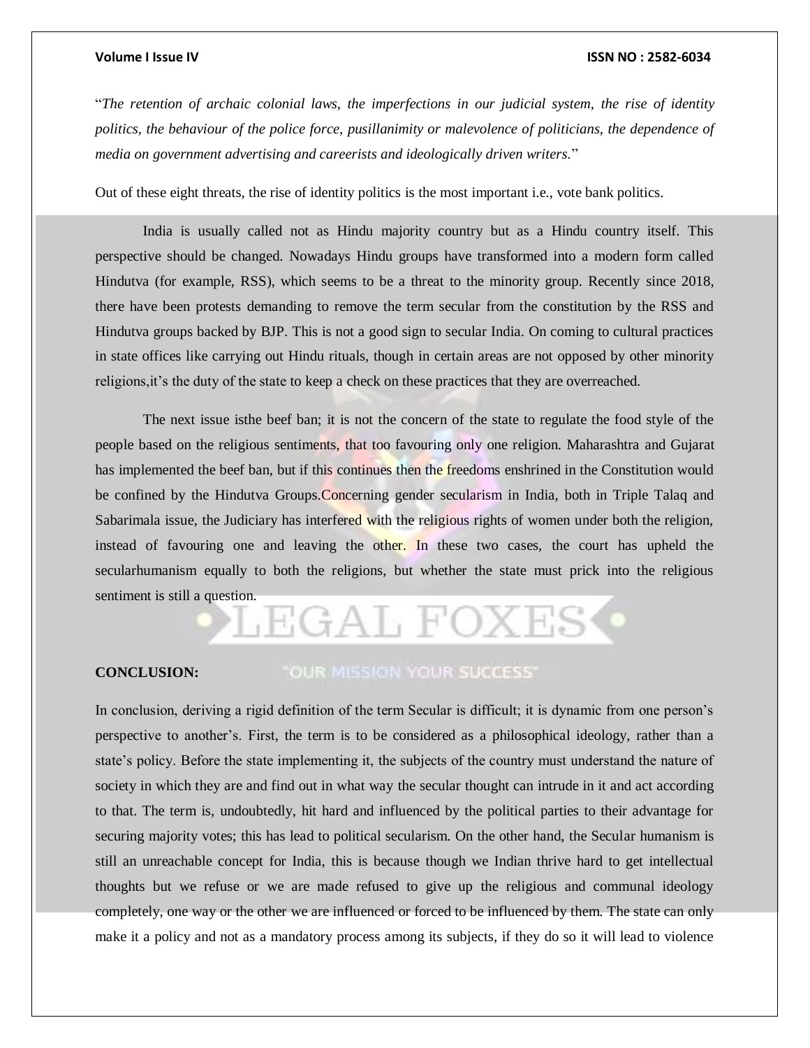"*The retention of archaic colonial laws, the imperfections in our judicial system, the rise of identity politics, the behaviour of the police force, pusillanimity or malevolence of politicians, the dependence of media on government advertising and careerists and ideologically driven writers.*"

Out of these eight threats, the rise of identity politics is the most important i.e., vote bank politics.

India is usually called not as Hindu majority country but as a Hindu country itself. This perspective should be changed. Nowadays Hindu groups have transformed into a modern form called Hindutva (for example, RSS), which seems to be a threat to the minority group. Recently since 2018, there have been protests demanding to remove the term secular from the constitution by the RSS and Hindutva groups backed by BJP. This is not a good sign to secular India. On coming to cultural practices in state offices like carrying out Hindu rituals, though in certain areas are not opposed by other minority religions,it's the duty of the state to keep a check on these practices that they are overreached.

The next issue isthe beef ban; it is not the concern of the state to regulate the food style of the people based on the religious sentiments, that too favouring only one religion. Maharashtra and Gujarat has implemented the beef ban, but if this continues then the freedoms enshrined in the Constitution would be confined by the Hindutva Groups.Concerning gender secularism in India, both in Triple Talaq and Sabarimala issue, the Judiciary has interfered with the religious rights of women under both the religion, instead of favouring one and leaving the other. In these two cases, the court has upheld the secularhumanism equally to both the religions, but whether the state must prick into the religious sentiment is still a question.

**CONCLUSION:**

In conclusion, deriving a rigid definition of the term Secular is difficult; it is dynamic from one person's perspective to another's. First, the term is to be considered as a philosophical ideology, rather than a state's policy. Before the state implementing it, the subjects of the country must understand the nature of society in which they are and find out in what way the secular thought can intrude in it and act according to that. The term is, undoubtedly, hit hard and influenced by the political parties to their advantage for securing majority votes; this has lead to political secularism. On the other hand, the Secular humanism is still an unreachable concept for India, this is because though we Indian thrive hard to get intellectual thoughts but we refuse or we are made refused to give up the religious and communal ideology completely, one way or the other we are influenced or forced to be influenced by them. The state can only make it a policy and not as a mandatory process among its subjects, if they do so it will lead to violence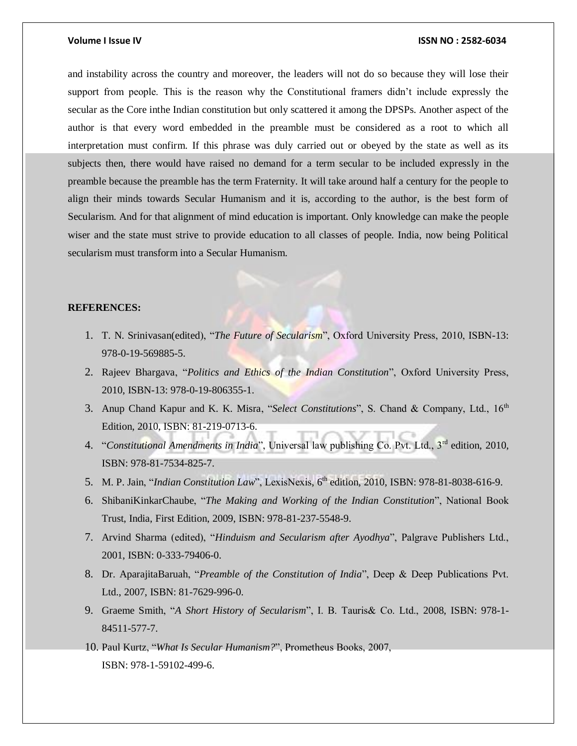and instability across the country and moreover, the leaders will not do so because they will lose their support from people. This is the reason why the Constitutional framers didn't include expressly the secular as the Core inthe Indian constitution but only scattered it among the DPSPs. Another aspect of the author is that every word embedded in the preamble must be considered as a root to which all interpretation must confirm. If this phrase was duly carried out or obeyed by the state as well as its subjects then, there would have raised no demand for a term secular to be included expressly in the preamble because the preamble has the term Fraternity. It will take around half a century for the people to align their minds towards Secular Humanism and it is, according to the author, is the best form of Secularism. And for that alignment of mind education is important. Only knowledge can make the people wiser and the state must strive to provide education to all classes of people. India, now being Political secularism must transform into a Secular Humanism.

**REFERENCES:**

1. T. N. Srinivasan(edited), "*The Future of Secularism*", Oxford University Press, 2010, ISBN-13: 978-0-19-569885-5.
2. Rajeev Bhargava, "*Politics and Ethics of the Indian Constitution*", Oxford University Press, 2010, ISBN-13: 978-0-19-806355-1.
3. Anup Chand Kapur and K. K. Misra, "*Select Constitutions*", S. Chand & Company, Ltd., 16th Edition, 2010, ISBN: 81-219-0713-6.
4. "*Constitutional Amendments in India*", Universal law publishing Co. Pvt. Ltd., 3rd edition, 2010, ISBN: 978-81-7534-825-7.
5. M. P. Jain, "*Indian Constitution Law*", LexisNexis, 6th edition, 2010, ISBN: 978-81-8038-616-9.
6. ShibaniKinkarChaube, "*The Making and Working of the Indian Constitution*", National Book Trust, India, First Edition, 2009, ISBN: 978-81-237-5548-9.
7. Arvind Sharma (edited), "*Hinduism and Secularism after Ayodhya*", Palgrave Publishers Ltd., 2001, ISBN: 0-333-79406-0.
8. Dr. AparajitaBaruah, "*Preamble of the Constitution of India*", Deep & Deep Publications Pvt. Ltd., 2007, ISBN: 81-7629-996-0.
9. Graeme Smith, "*A Short History of Secularism*", I. B. Tauris& Co. Ltd., 2008, ISBN: 978-1-84511-577-7.
10. Paul Kurtz, "*What Is Secular Humanism?*", Prometheus Books, 2007, ISBN: 978-1-59102-499-6.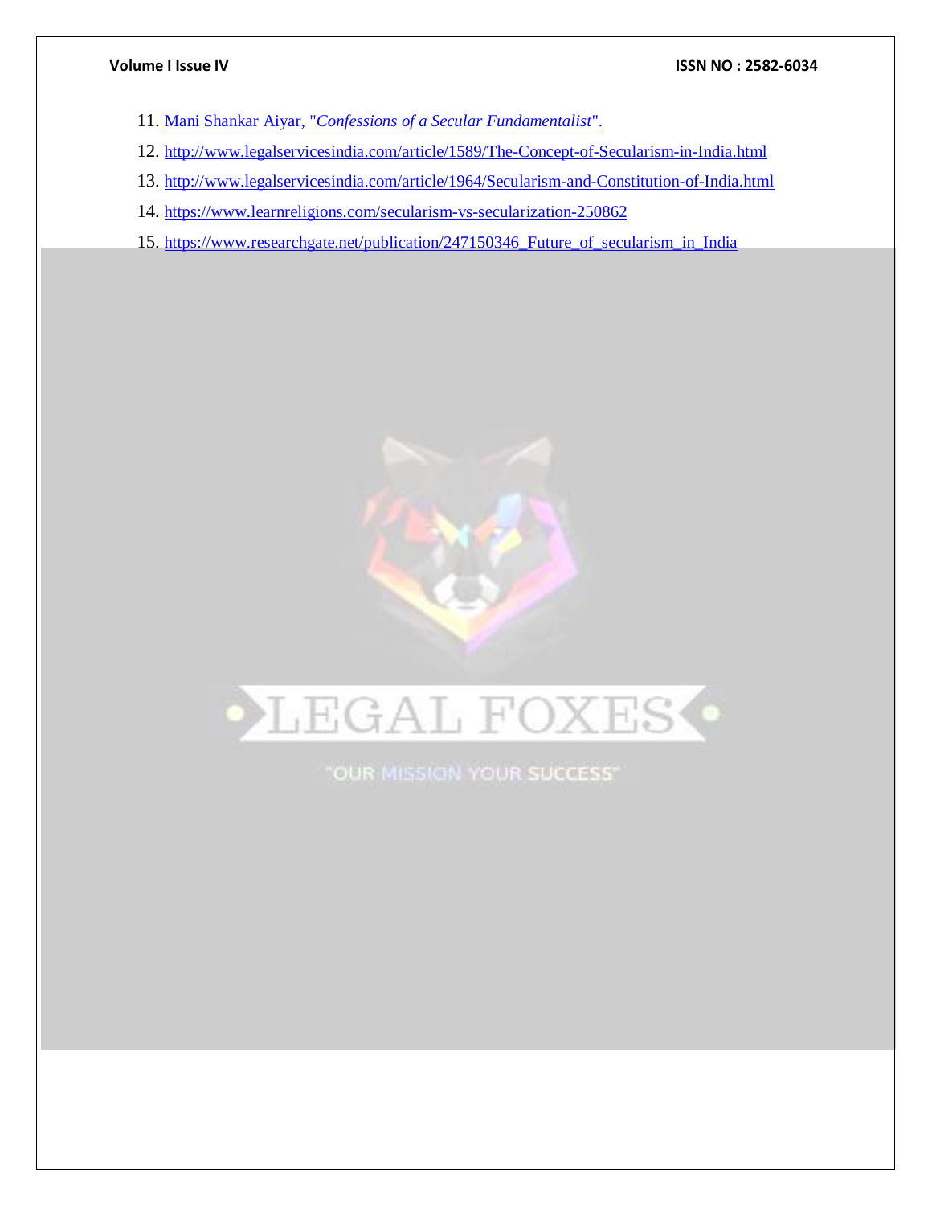11. Mani Shankar Aiyar, "*Confessions of a Secular Fundamentalist*".
12. http://www.legalservicesindia.com/article/1589/The-Concept-of-Secularism-in-India.html
13. http://www.legalservicesindia.com/article/1964/Secularism-and-Constitution-of-India.html
14. https://www.learnreligions.com/secularism-vs-secularization-250862
15. https://www.researchgate.net/publication/247150346_Future_of_secularism_in_India